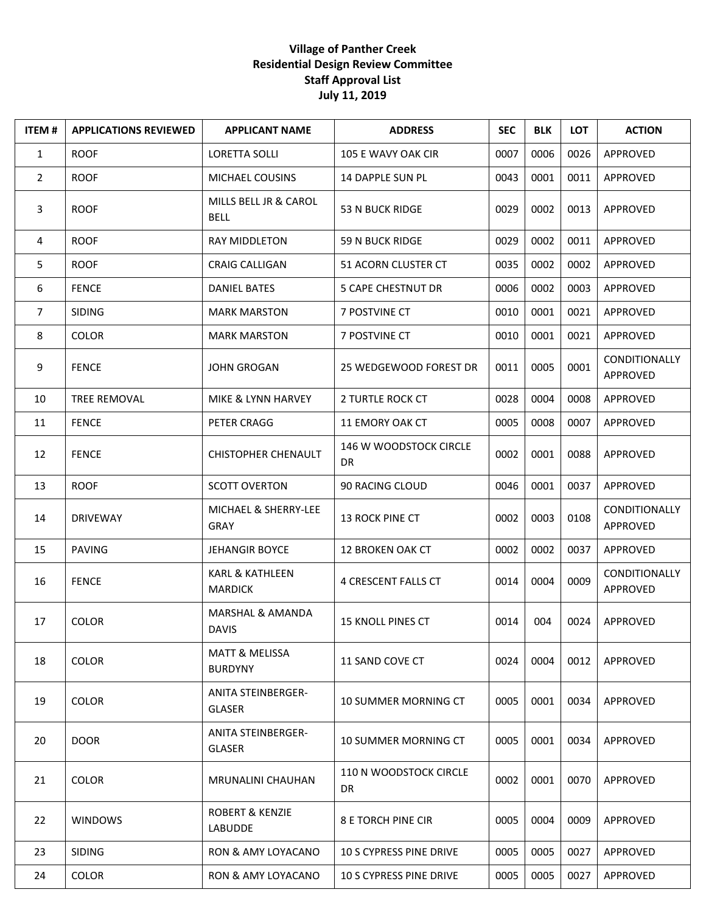**Village of Panther Creek**
**Residential Design Review Committee**
**Staff Approval List**
**July 11, 2019**

| ITEM # | APPLICATIONS REVIEWED | APPLICANT NAME | ADDRESS | SEC | BLK | LOT | ACTION |
|---|---|---|---|---|---|---|---|
| 1 | ROOF | LORETTA SOLLI | 105 E WAVY OAK CIR | 0007 | 0006 | 0026 | APPROVED |
| 2 | ROOF | MICHAEL COUSINS | 14 DAPPLE SUN PL | 0043 | 0001 | 0011 | APPROVED |
| 3 | ROOF | MILLS BELL JR & CAROL BELL | 53 N BUCK RIDGE | 0029 | 0002 | 0013 | APPROVED |
| 4 | ROOF | RAY MIDDLETON | 59 N BUCK RIDGE | 0029 | 0002 | 0011 | APPROVED |
| 5 | ROOF | CRAIG CALLIGAN | 51 ACORN CLUSTER CT | 0035 | 0002 | 0002 | APPROVED |
| 6 | FENCE | DANIEL BATES | 5 CAPE CHESTNUT DR | 0006 | 0002 | 0003 | APPROVED |
| 7 | SIDING | MARK MARSTON | 7 POSTVINE CT | 0010 | 0001 | 0021 | APPROVED |
| 8 | COLOR | MARK MARSTON | 7 POSTVINE CT | 0010 | 0001 | 0021 | APPROVED |
| 9 | FENCE | JOHN GROGAN | 25 WEDGEWOOD FOREST DR | 0011 | 0005 | 0001 | CONDITIONALLY APPROVED |
| 10 | TREE REMOVAL | MIKE & LYNN HARVEY | 2 TURTLE ROCK CT | 0028 | 0004 | 0008 | APPROVED |
| 11 | FENCE | PETER CRAGG | 11 EMORY OAK CT | 0005 | 0008 | 0007 | APPROVED |
| 12 | FENCE | CHISTOPHER CHENAULT | 146 W WOODSTOCK CIRCLE DR | 0002 | 0001 | 0088 | APPROVED |
| 13 | ROOF | SCOTT OVERTON | 90 RACING CLOUD | 0046 | 0001 | 0037 | APPROVED |
| 14 | DRIVEWAY | MICHAEL & SHERRY-LEE GRAY | 13 ROCK PINE CT | 0002 | 0003 | 0108 | CONDITIONALLY APPROVED |
| 15 | PAVING | JEHANGIR BOYCE | 12 BROKEN OAK CT | 0002 | 0002 | 0037 | APPROVED |
| 16 | FENCE | KARL & KATHLEEN MARDICK | 4 CRESCENT FALLS CT | 0014 | 0004 | 0009 | CONDITIONALLY APPROVED |
| 17 | COLOR | MARSHAL & AMANDA DAVIS | 15 KNOLL PINES CT | 0014 | 004 | 0024 | APPROVED |
| 18 | COLOR | MATT & MELISSA BURDYNY | 11 SAND COVE CT | 0024 | 0004 | 0012 | APPROVED |
| 19 | COLOR | ANITA STEINBERGER-GLASER | 10 SUMMER MORNING CT | 0005 | 0001 | 0034 | APPROVED |
| 20 | DOOR | ANITA STEINBERGER-GLASER | 10 SUMMER MORNING CT | 0005 | 0001 | 0034 | APPROVED |
| 21 | COLOR | MRUNALINI CHAUHAN | 110 N WOODSTOCK CIRCLE DR | 0002 | 0001 | 0070 | APPROVED |
| 22 | WINDOWS | ROBERT & KENZIE LABUDDE | 8 E TORCH PINE CIR | 0005 | 0004 | 0009 | APPROVED |
| 23 | SIDING | RON & AMY LOYACANO | 10 S CYPRESS PINE DRIVE | 0005 | 0005 | 0027 | APPROVED |
| 24 | COLOR | RON & AMY LOYACANO | 10 S CYPRESS PINE DRIVE | 0005 | 0005 | 0027 | APPROVED |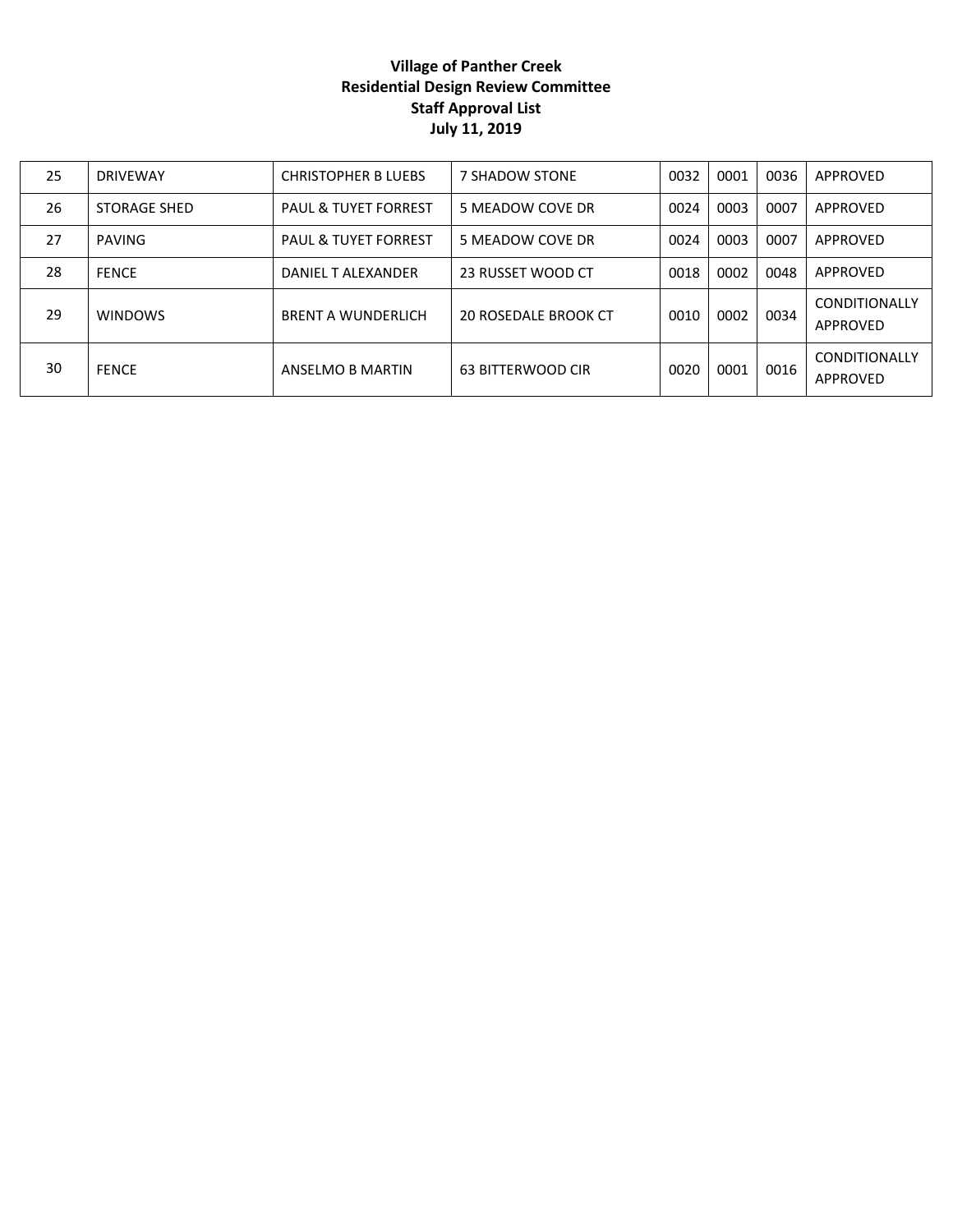**Village of Panther Creek**
**Residential Design Review Committee**
**Staff Approval List**
**July 11, 2019**

| | | | | | | | |
|---|---|---|---|---|---|---|---|
| 25 | DRIVEWAY | CHRISTOPHER B LUEBS | 7 SHADOW STONE | 0032 | 0001 | 0036 | APPROVED |
| 26 | STORAGE SHED | PAUL & TUYET FORREST | 5 MEADOW COVE DR | 0024 | 0003 | 0007 | APPROVED |
| 27 | PAVING | PAUL & TUYET FORREST | 5 MEADOW COVE DR | 0024 | 0003 | 0007 | APPROVED |
| 28 | FENCE | DANIEL T ALEXANDER | 23 RUSSET WOOD CT | 0018 | 0002 | 0048 | APPROVED |
| 29 | WINDOWS | BRENT A WUNDERLICH | 20 ROSEDALE BROOK CT | 0010 | 0002 | 0034 | CONDITIONALLY APPROVED |
| 30 | FENCE | ANSELMO B MARTIN | 63 BITTERWOOD CIR | 0020 | 0001 | 0016 | CONDITIONALLY APPROVED |